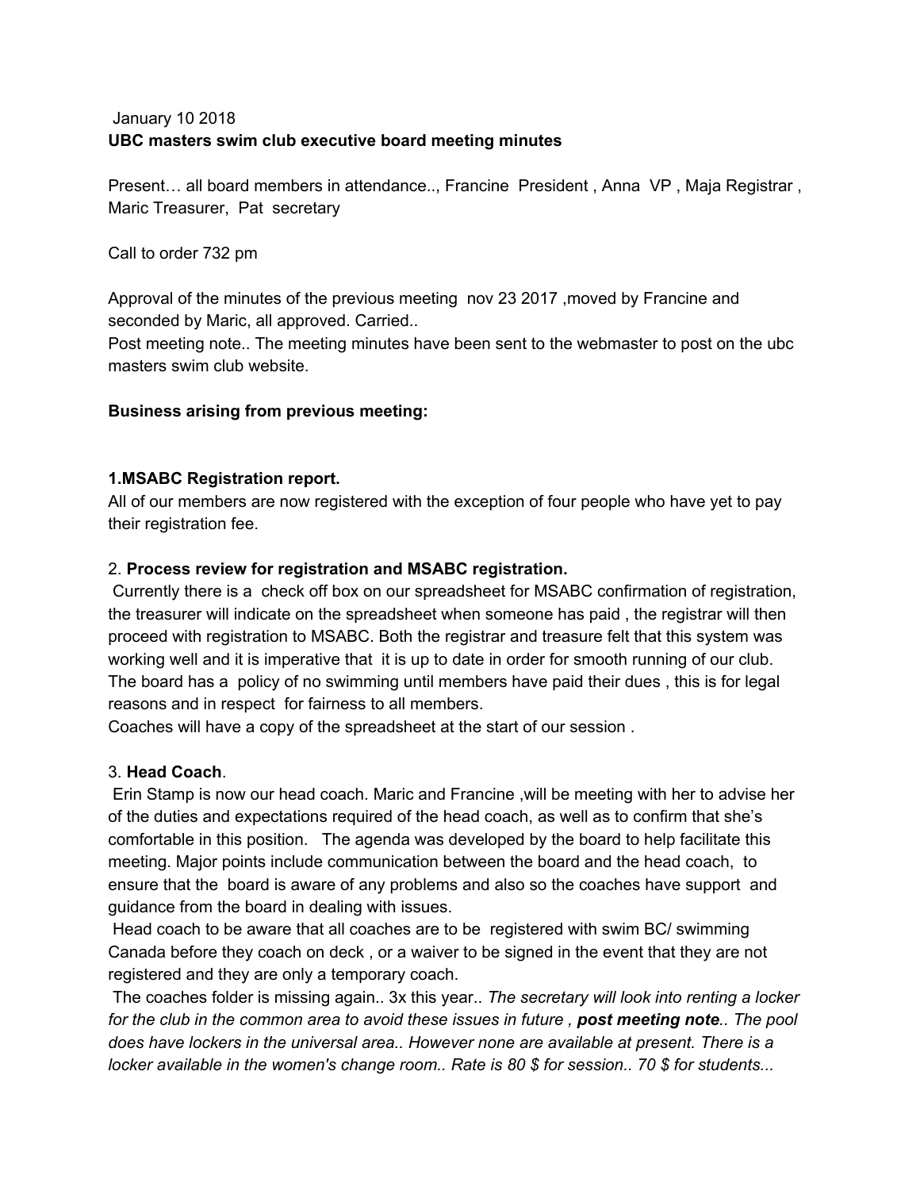January 10 2018

**UBC masters swim club executive board meeting minutes**

Present… all board members in attendance.., Francine President , Anna VP , Maja Registrar , Maric Treasurer, Pat secretary

Call to order 732 pm

Approval of the minutes of the previous meeting nov 23 2017 ,moved by Francine and seconded by Maric, all approved. Carried..

Post meeting note.. The meeting minutes have been sent to the webmaster to post on the ubc masters swim club website.

**Business arising from previous meeting:**

**1.MSABC Registration report.**

All of our members are now registered with the exception of four people who have yet to pay their registration fee.

2. **Process review for registration and MSABC registration.**

Currently there is a check off box on our spreadsheet for MSABC confirmation of registration, the treasurer will indicate on the spreadsheet when someone has paid , the registrar will then proceed with registration to MSABC. Both the registrar and treasure felt that this system was working well and it is imperative that it is up to date in order for smooth running of our club. The board has a policy of no swimming until members have paid their dues , this is for legal reasons and in respect for fairness to all members.

Coaches will have a copy of the spreadsheet at the start of our session .

3. **Head Coach**.

Erin Stamp is now our head coach. Maric and Francine ,will be meeting with her to advise her of the duties and expectations required of the head coach, as well as to confirm that she's comfortable in this position. The agenda was developed by the board to help facilitate this meeting. Major points include communication between the board and the head coach, to ensure that the board is aware of any problems and also so the coaches have support and guidance from the board in dealing with issues.

Head coach to be aware that all coaches are to be registered with swim BC/ swimming Canada before they coach on deck , or a waiver to be signed in the event that they are not registered and they are only a temporary coach.

The coaches folder is missing again.. 3x this year.. *The secretary will look into renting a locker for the club in the common area to avoid these issues in future ,* ***post meeting note****.. The pool does have lockers in the universal area.. However none are available at present. There is a locker available in the women's change room.. Rate is 80 $ for session.. 70 $ for students...*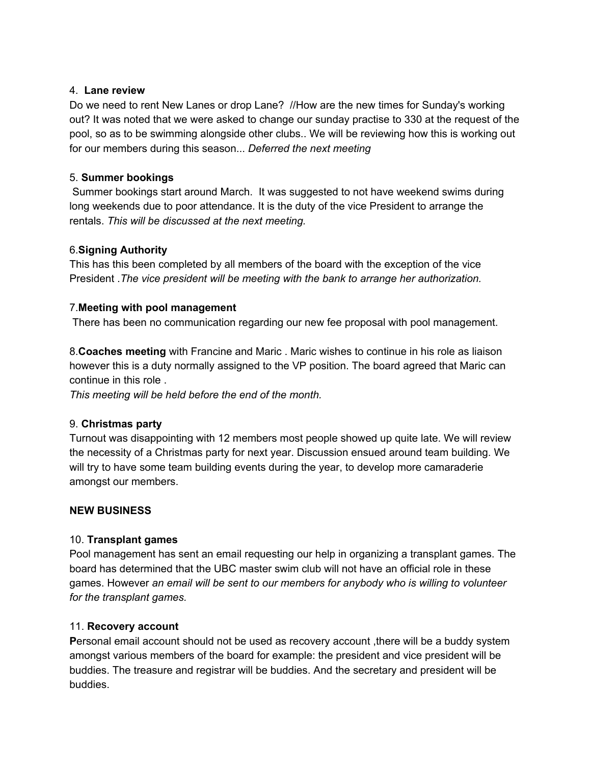4. **Lane review**
Do we need to rent New Lanes or drop Lane? //How are the new times for Sunday's working out? It was noted that we were asked to change our sunday practise to 330 at the request of the pool, so as to be swimming alongside other clubs.. We will be reviewing how this is working out for our members during this season... *Deferred the next meeting*

5. **Summer bookings**
Summer bookings start around March. It was suggested to not have weekend swims during long weekends due to poor attendance. It is the duty of the vice President to arrange the rentals. *This will be discussed at the next meeting.*

6.**Signing Authority**
This has this been completed by all members of the board with the exception of the vice President .*The vice president will be meeting with the bank to arrange her authorization.*

7.**Meeting with pool management**
There has been no communication regarding our new fee proposal with pool management.

8.**Coaches meeting** with Francine and Maric . Maric wishes to continue in his role as liaison however this is a duty normally assigned to the VP position. The board agreed that Maric can continue in this role .
*This meeting will be held before the end of the month.*

9. **Christmas party**
Turnout was disappointing with 12 members most people showed up quite late. We will review the necessity of a Christmas party for next year. Discussion ensued around team building. We will try to have some team building events during the year, to develop more camaraderie amongst our members.

**NEW BUSINESS**

10. **Transplant games**
Pool management has sent an email requesting our help in organizing a transplant games. The board has determined that the UBC master swim club will not have an official role in these games. However *an email will be sent to our members for anybody who is willing to volunteer for the transplant games.*

11. **Recovery account**
**P**ersonal email account should not be used as recovery account ,there will be a buddy system amongst various members of the board for example: the president and vice president will be buddies. The treasure and registrar will be buddies. And the secretary and president will be buddies.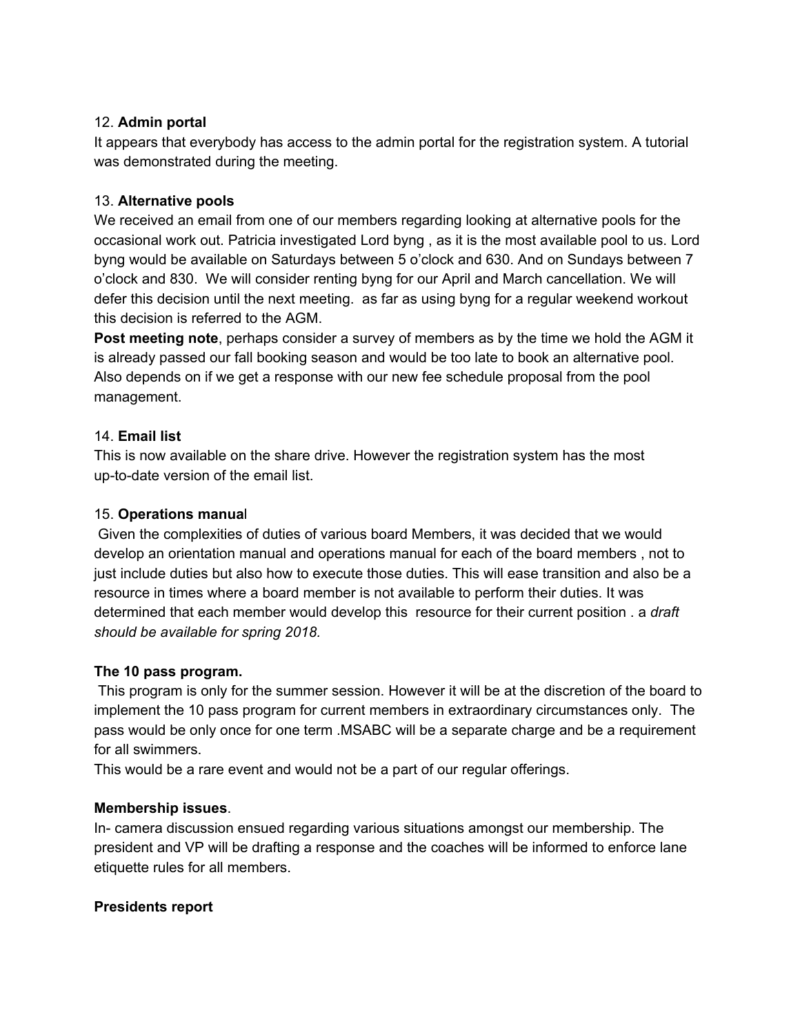12. **Admin portal**

It appears that everybody has access to the admin portal for the registration system. A tutorial was demonstrated during the meeting.

13. **Alternative pools**

We received an email from one of our members regarding looking at alternative pools for the occasional work out. Patricia investigated Lord byng , as it is the most available pool to us. Lord byng would be available on Saturdays between 5 o'clock and 630. And on Sundays between 7 o'clock and 830. We will consider renting byng for our April and March cancellation. We will defer this decision until the next meeting. as far as using byng for a regular weekend workout this decision is referred to the AGM.

**Post meeting note**, perhaps consider a survey of members as by the time we hold the AGM it is already passed our fall booking season and would be too late to book an alternative pool. Also depends on if we get a response with our new fee schedule proposal from the pool management.

14. **Email list**

This is now available on the share drive. However the registration system has the most up-to-date version of the email list.

15. **Operations manual**

Given the complexities of duties of various board Members, it was decided that we would develop an orientation manual and operations manual for each of the board members , not to just include duties but also how to execute those duties. This will ease transition and also be a resource in times where a board member is not available to perform their duties. It was determined that each member would develop this resource for their current position . a *draft should be available for spring 2018.*

**The 10 pass program.**

This program is only for the summer session. However it will be at the discretion of the board to implement the 10 pass program for current members in extraordinary circumstances only. The pass would be only once for one term .MSABC will be a separate charge and be a requirement for all swimmers.

This would be a rare event and would not be a part of our regular offerings.

**Membership issues**.

In- camera discussion ensued regarding various situations amongst our membership. The president and VP will be drafting a response and the coaches will be informed to enforce lane etiquette rules for all members.

**Presidents report**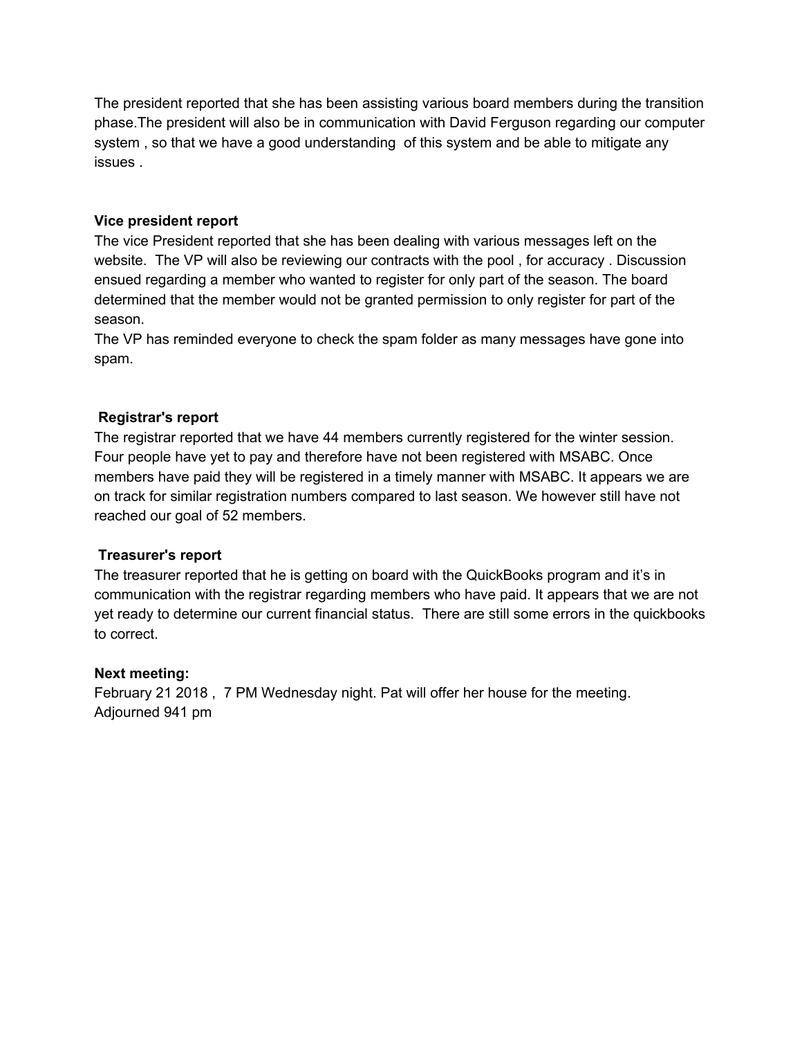The president reported that she has been assisting various board members during the transition phase.The president will also be in communication with David Ferguson regarding our computer system , so that we have a good understanding of this system and be able to mitigate any issues .

**Vice president report**

The vice President reported that she has been dealing with various messages left on the website. The VP will also be reviewing our contracts with the pool , for accuracy . Discussion ensued regarding a member who wanted to register for only part of the season. The board determined that the member would not be granted permission to only register for part of the season.

The VP has reminded everyone to check the spam folder as many messages have gone into spam.

**Registrar's report**

The registrar reported that we have 44 members currently registered for the winter session. Four people have yet to pay and therefore have not been registered with MSABC. Once members have paid they will be registered in a timely manner with MSABC. It appears we are on track for similar registration numbers compared to last season. We however still have not reached our goal of 52 members.

**Treasurer's report**

The treasurer reported that he is getting on board with the QuickBooks program and it's in communication with the registrar regarding members who have paid. It appears that we are not yet ready to determine our current financial status. There are still some errors in the quickbooks to correct.

**Next meeting:**

February 21 2018 , 7 PM Wednesday night. Pat will offer her house for the meeting.
Adjourned 941 pm